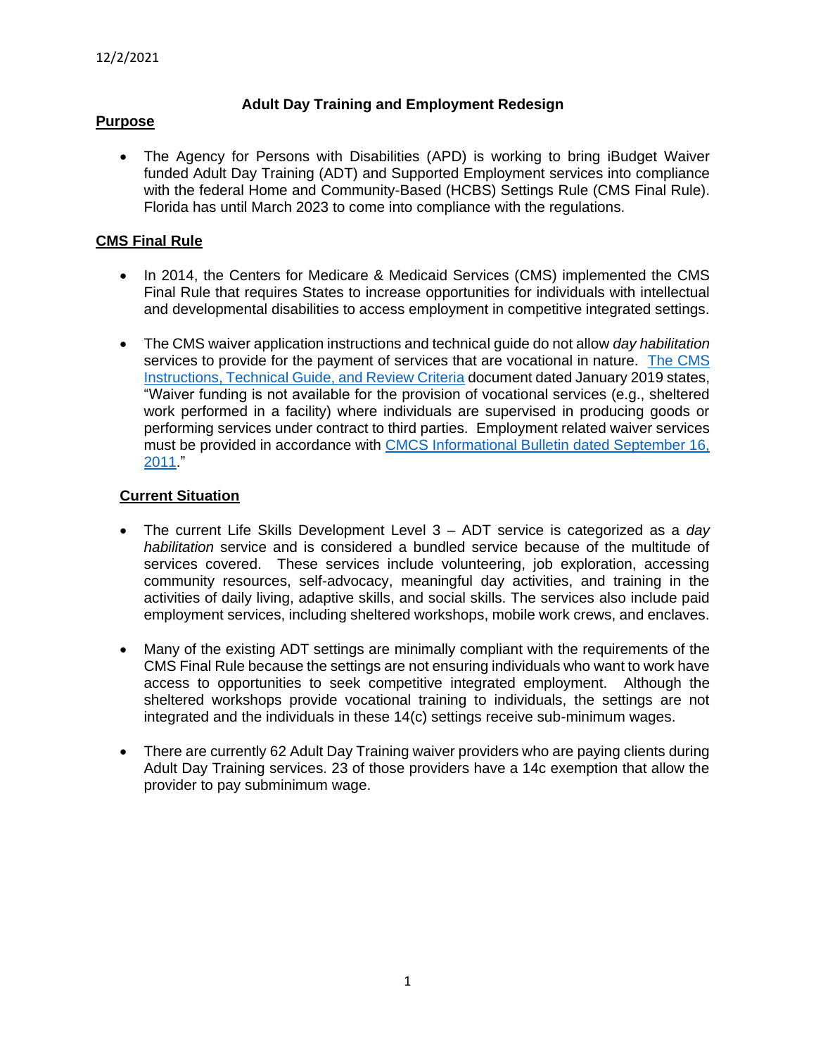12/2/2021

# Adult Day Training and Employment Redesign

## Purpose

- The Agency for Persons with Disabilities (APD) is working to bring iBudget Waiver funded Adult Day Training (ADT) and Supported Employment services into compliance with the federal Home and Community-Based (HCBS) Settings Rule (CMS Final Rule). Florida has until March 2023 to come into compliance with the regulations.

## CMS Final Rule

- In 2014, the Centers for Medicare & Medicaid Services (CMS) implemented the CMS Final Rule that requires States to increase opportunities for individuals with intellectual and developmental disabilities to access employment in competitive integrated settings.

- The CMS waiver application instructions and technical guide do not allow *day habilitation* services to provide for the payment of services that are vocational in nature. The CMS Instructions, Technical Guide, and Review Criteria document dated January 2019 states, "Waiver funding is not available for the provision of vocational services (e.g., sheltered work performed in a facility) where individuals are supervised in producing goods or performing services under contract to third parties. Employment related waiver services must be provided in accordance with CMCS Informational Bulletin dated September 16, 2011."

## Current Situation

- The current Life Skills Development Level 3 – ADT service is categorized as a *day habilitation* service and is considered a bundled service because of the multitude of services covered. These services include volunteering, job exploration, accessing community resources, self-advocacy, meaningful day activities, and training in the activities of daily living, adaptive skills, and social skills. The services also include paid employment services, including sheltered workshops, mobile work crews, and enclaves.

- Many of the existing ADT settings are minimally compliant with the requirements of the CMS Final Rule because the settings are not ensuring individuals who want to work have access to opportunities to seek competitive integrated employment. Although the sheltered workshops provide vocational training to individuals, the settings are not integrated and the individuals in these 14(c) settings receive sub-minimum wages.

- There are currently 62 Adult Day Training waiver providers who are paying clients during Adult Day Training services. 23 of those providers have a 14c exemption that allow the provider to pay subminimum wage.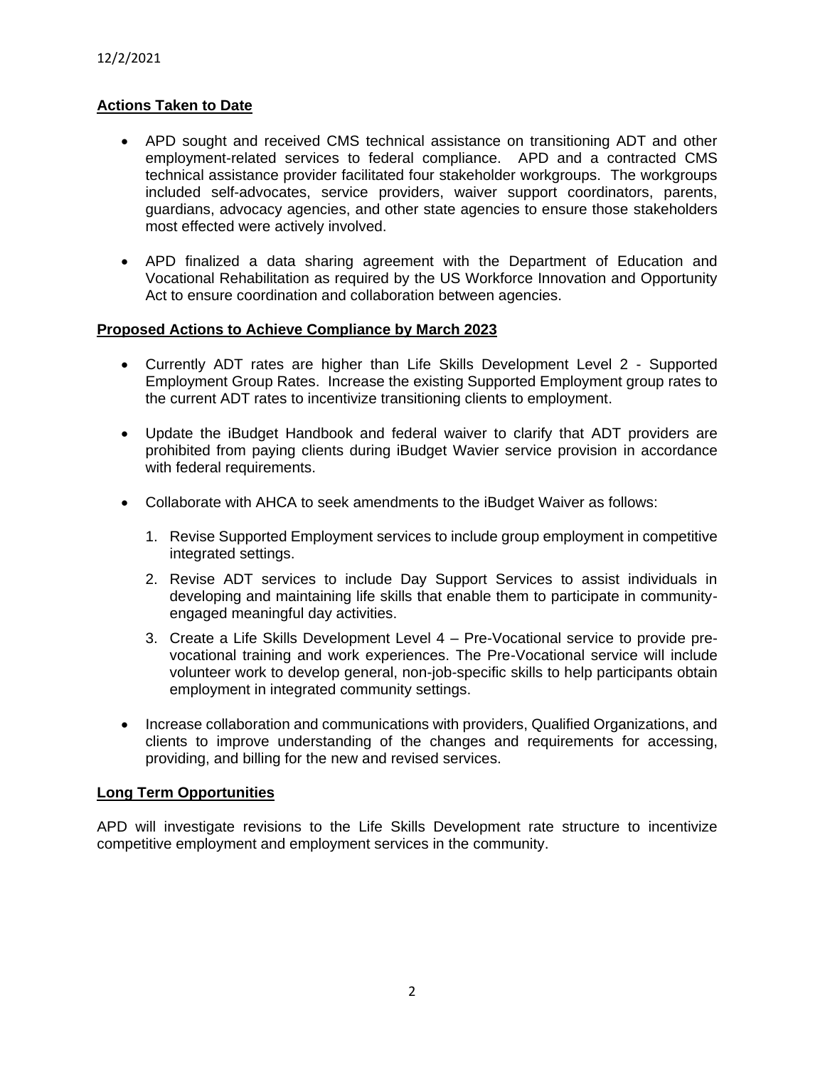12/2/2021

## Actions Taken to Date

- APD sought and received CMS technical assistance on transitioning ADT and other employment-related services to federal compliance. APD and a contracted CMS technical assistance provider facilitated four stakeholder workgroups. The workgroups included self-advocates, service providers, waiver support coordinators, parents, guardians, advocacy agencies, and other state agencies to ensure those stakeholders most effected were actively involved.

- APD finalized a data sharing agreement with the Department of Education and Vocational Rehabilitation as required by the US Workforce Innovation and Opportunity Act to ensure coordination and collaboration between agencies.

## Proposed Actions to Achieve Compliance by March 2023

- Currently ADT rates are higher than Life Skills Development Level 2 - Supported Employment Group Rates. Increase the existing Supported Employment group rates to the current ADT rates to incentivize transitioning clients to employment.

- Update the iBudget Handbook and federal waiver to clarify that ADT providers are prohibited from paying clients during iBudget Wavier service provision in accordance with federal requirements.

- Collaborate with AHCA to seek amendments to the iBudget Waiver as follows:

  1. Revise Supported Employment services to include group employment in competitive integrated settings.
  2. Revise ADT services to include Day Support Services to assist individuals in developing and maintaining life skills that enable them to participate in community-engaged meaningful day activities.
  3. Create a Life Skills Development Level 4 – Pre-Vocational service to provide pre-vocational training and work experiences. The Pre-Vocational service will include volunteer work to develop general, non-job-specific skills to help participants obtain employment in integrated community settings.

- Increase collaboration and communications with providers, Qualified Organizations, and clients to improve understanding of the changes and requirements for accessing, providing, and billing for the new and revised services.

## Long Term Opportunities

APD will investigate revisions to the Life Skills Development rate structure to incentivize competitive employment and employment services in the community.